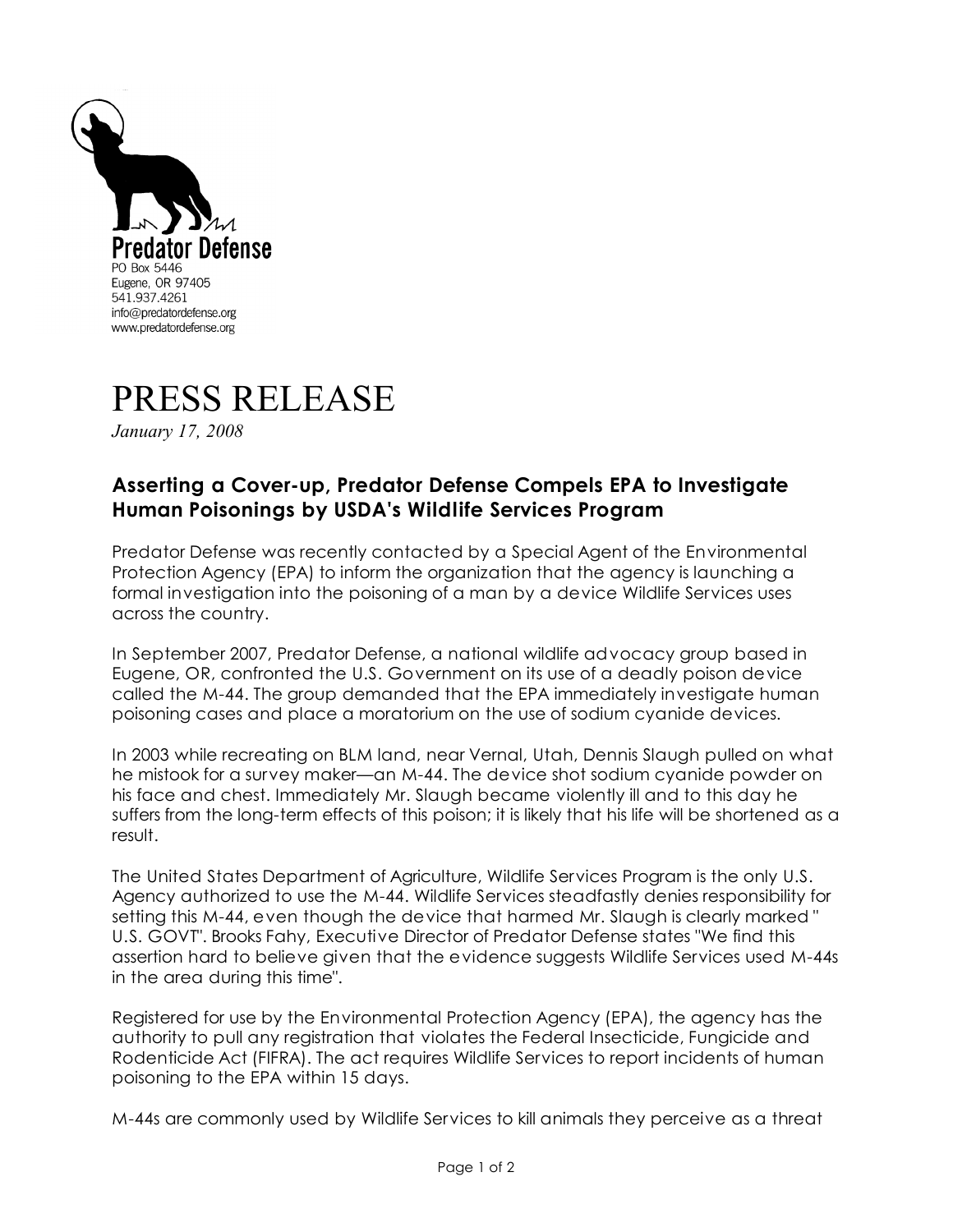**Predator Defense**
PO Box 5446
Eugene, OR 97405
541.937.4261
info@predatordefense.org
www.predatordefense.org

# PRESS RELEASE

*January 17, 2008*

## Asserting a Cover-up, Predator Defense Compels EPA to Investigate Human Poisonings by USDA's Wildlife Services Program

Predator Defense was recently contacted by a Special Agent of the Environmental Protection Agency (EPA) to inform the organization that the agency is launching a formal investigation into the poisoning of a man by a device Wildlife Services uses across the country.

In September 2007, Predator Defense, a national wildlife advocacy group based in Eugene, OR, confronted the U.S. Government on its use of a deadly poison device called the M-44. The group demanded that the EPA immediately investigate human poisoning cases and place a moratorium on the use of sodium cyanide devices.

In 2003 while recreating on BLM land, near Vernal, Utah, Dennis Slaugh pulled on what he mistook for a survey maker—an M-44. The device shot sodium cyanide powder on his face and chest. Immediately Mr. Slaugh became violently ill and to this day he suffers from the long-term effects of this poison; it is likely that his life will be shortened as a result.

The United States Department of Agriculture, Wildlife Services Program is the only U.S. Agency authorized to use the M-44. Wildlife Services steadfastly denies responsibility for setting this M-44, even though the device that harmed Mr. Slaugh is clearly marked " U.S. GOVT". Brooks Fahy, Executive Director of Predator Defense states "We find this assertion hard to believe given that the evidence suggests Wildlife Services used M-44s in the area during this time".

Registered for use by the Environmental Protection Agency (EPA), the agency has the authority to pull any registration that violates the Federal Insecticide, Fungicide and Rodenticide Act (FIFRA). The act requires Wildlife Services to report incidents of human poisoning to the EPA within 15 days.

M-44s are commonly used by Wildlife Services to kill animals they perceive as a threat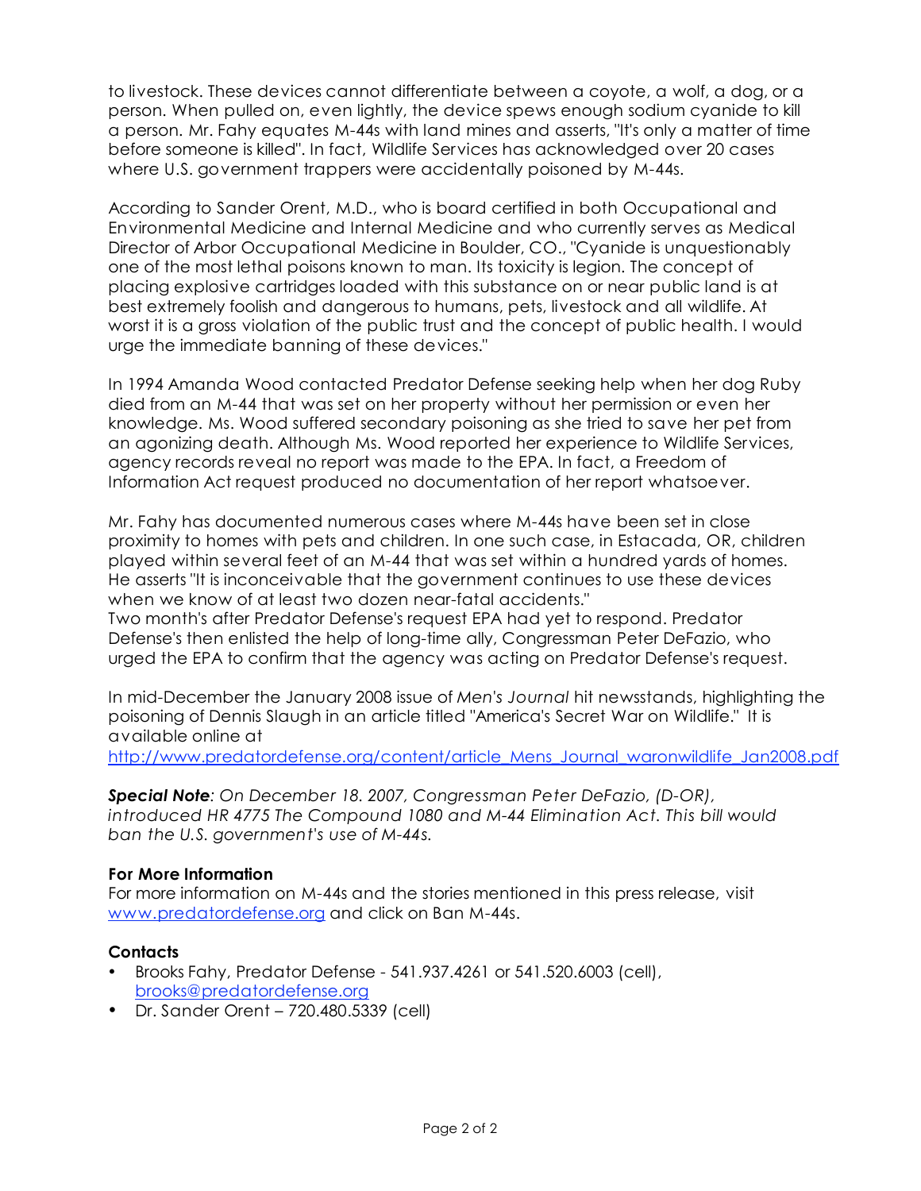to livestock. These devices cannot differentiate between a coyote, a wolf, a dog, or a person. When pulled on, even lightly, the device spews enough sodium cyanide to kill a person. Mr. Fahy equates M-44s with land mines and asserts, "It's only a matter of time before someone is killed". In fact, Wildlife Services has acknowledged over 20 cases where U.S. government trappers were accidentally poisoned by M-44s.

According to Sander Orent, M.D., who is board certified in both Occupational and Environmental Medicine and Internal Medicine and who currently serves as Medical Director of Arbor Occupational Medicine in Boulder, CO., "Cyanide is unquestionably one of the most lethal poisons known to man. Its toxicity is legion. The concept of placing explosive cartridges loaded with this substance on or near public land is at best extremely foolish and dangerous to humans, pets, livestock and all wildlife. At worst it is a gross violation of the public trust and the concept of public health. I would urge the immediate banning of these devices."

In 1994 Amanda Wood contacted Predator Defense seeking help when her dog Ruby died from an M-44 that was set on her property without her permission or even her knowledge. Ms. Wood suffered secondary poisoning as she tried to save her pet from an agonizing death. Although Ms. Wood reported her experience to Wildlife Services, agency records reveal no report was made to the EPA. In fact, a Freedom of Information Act request produced no documentation of her report whatsoever.

Mr. Fahy has documented numerous cases where M-44s have been set in close proximity to homes with pets and children. In one such case, in Estacada, OR, children played within several feet of an M-44 that was set within a hundred yards of homes. He asserts "It is inconceivable that the government continues to use these devices when we know of at least two dozen near-fatal accidents."
Two month's after Predator Defense's request EPA had yet to respond. Predator Defense's then enlisted the help of long-time ally, Congressman Peter DeFazio, who urged the EPA to confirm that the agency was acting on Predator Defense's request.

In mid-December the January 2008 issue of *Men's Journal* hit newsstands, highlighting the poisoning of Dennis Slaugh in an article titled "America's Secret War on Wildlife." It is available online at
http://www.predatordefense.org/content/article_Mens_Journal_waronwildlife_Jan2008.pdf

***Special Note****: On December 18. 2007, Congressman Peter DeFazio, (D-OR), introduced HR 4775 The Compound 1080 and M-44 Elimination Act. This bill would ban the U.S. government's use of M-44s.*

**For More Information**
For more information on M-44s and the stories mentioned in this press release, visit www.predatordefense.org and click on Ban M-44s.

**Contacts**
- Brooks Fahy, Predator Defense - 541.937.4261 or 541.520.6003 (cell), brooks@predatordefense.org
- Dr. Sander Orent – 720.480.5339 (cell)